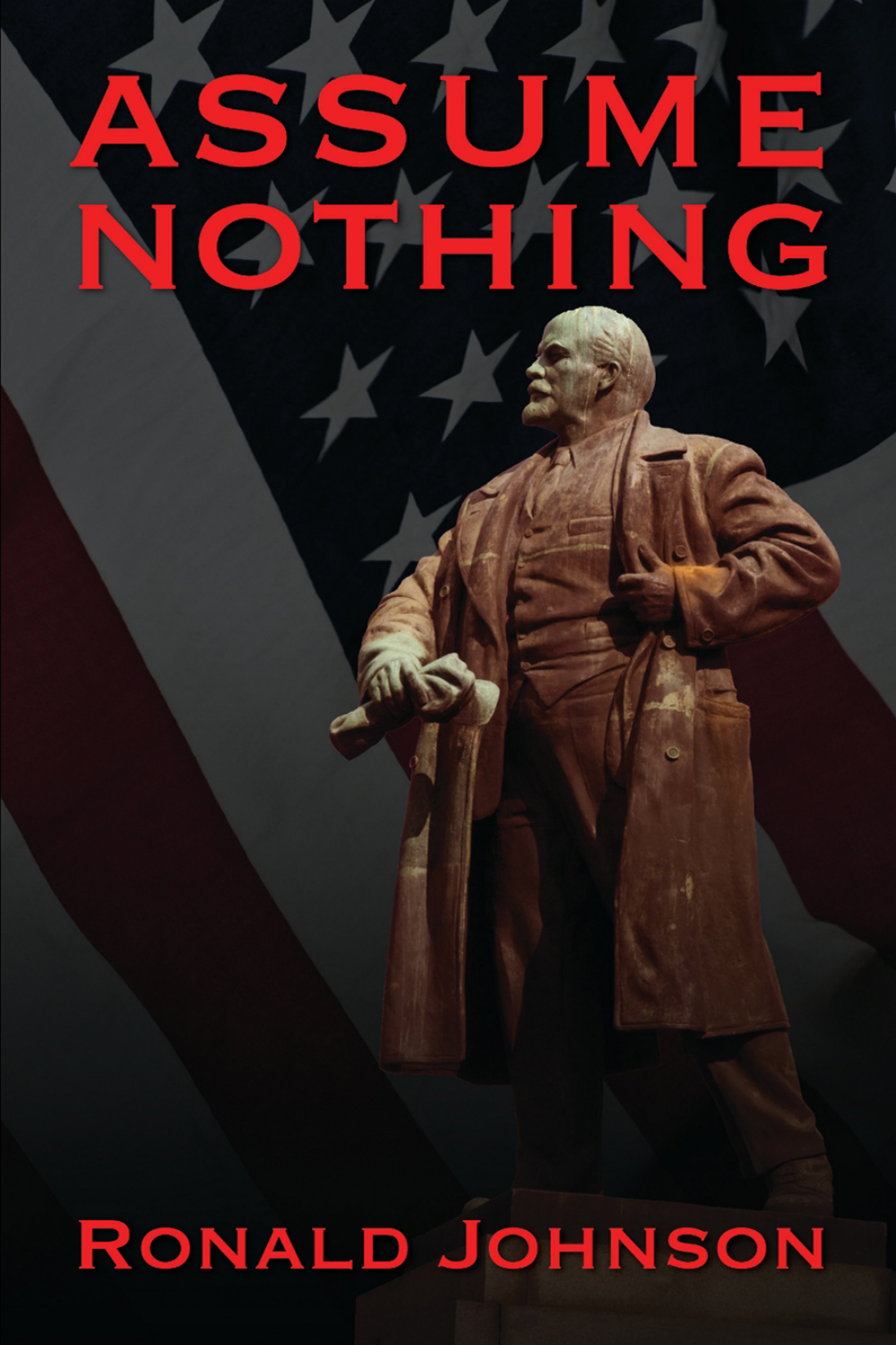# ASSUME NOTHING

Ronald Johnson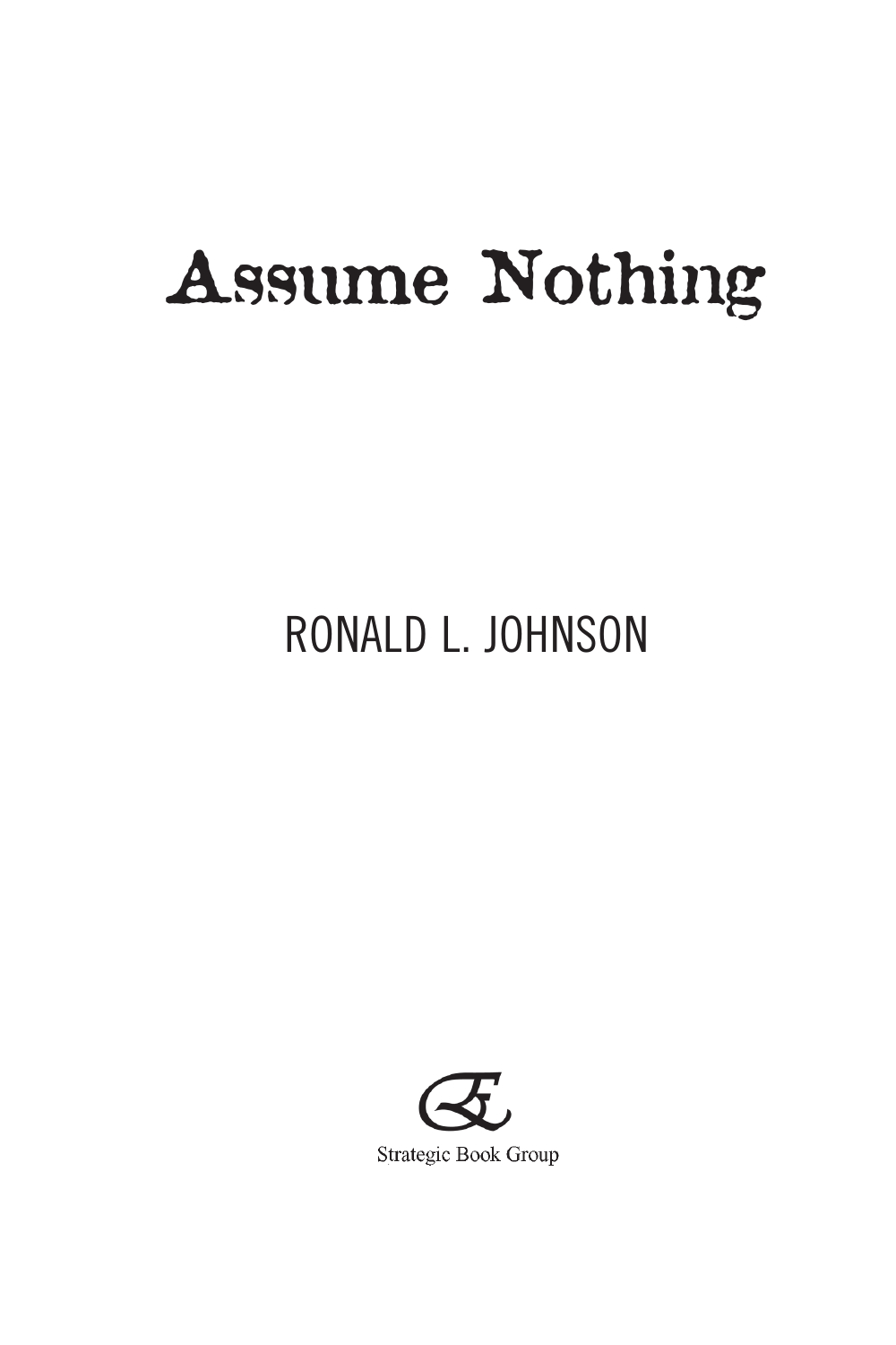# Assume Nothing

RONALD L. JOHNSON

Strategic Book Group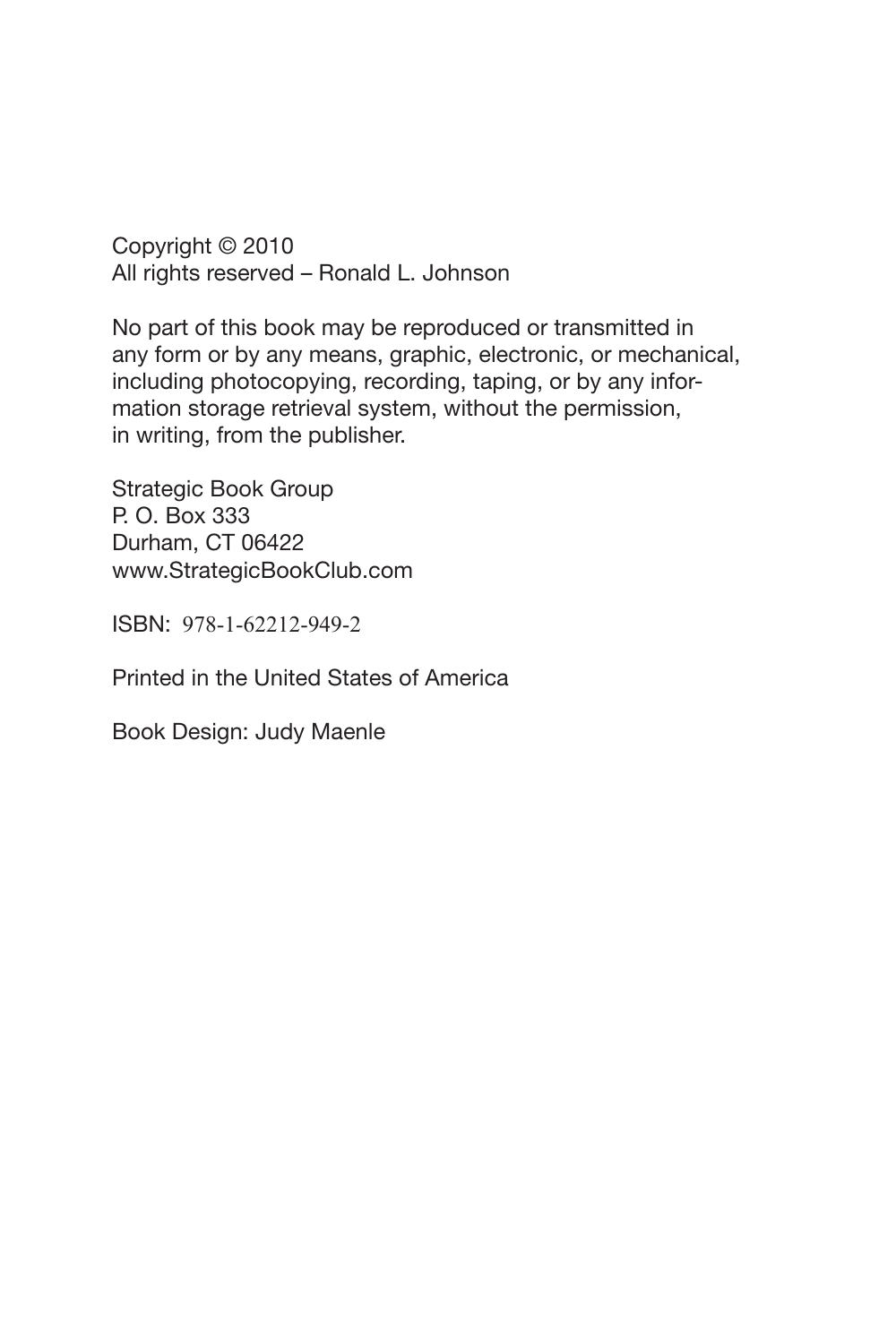Copyright © 2010
All rights reserved – Ronald L. Johnson

No part of this book may be reproduced or transmitted in any form or by any means, graphic, electronic, or mechanical, including photocopying, recording, taping, or by any information storage retrieval system, without the permission, in writing, from the publisher.

Strategic Book Group
P. O. Box 333
Durham, CT 06422
www.StrategicBookClub.com

ISBN: 978-1-62212-949-2

Printed in the United States of America

Book Design: Judy Maenle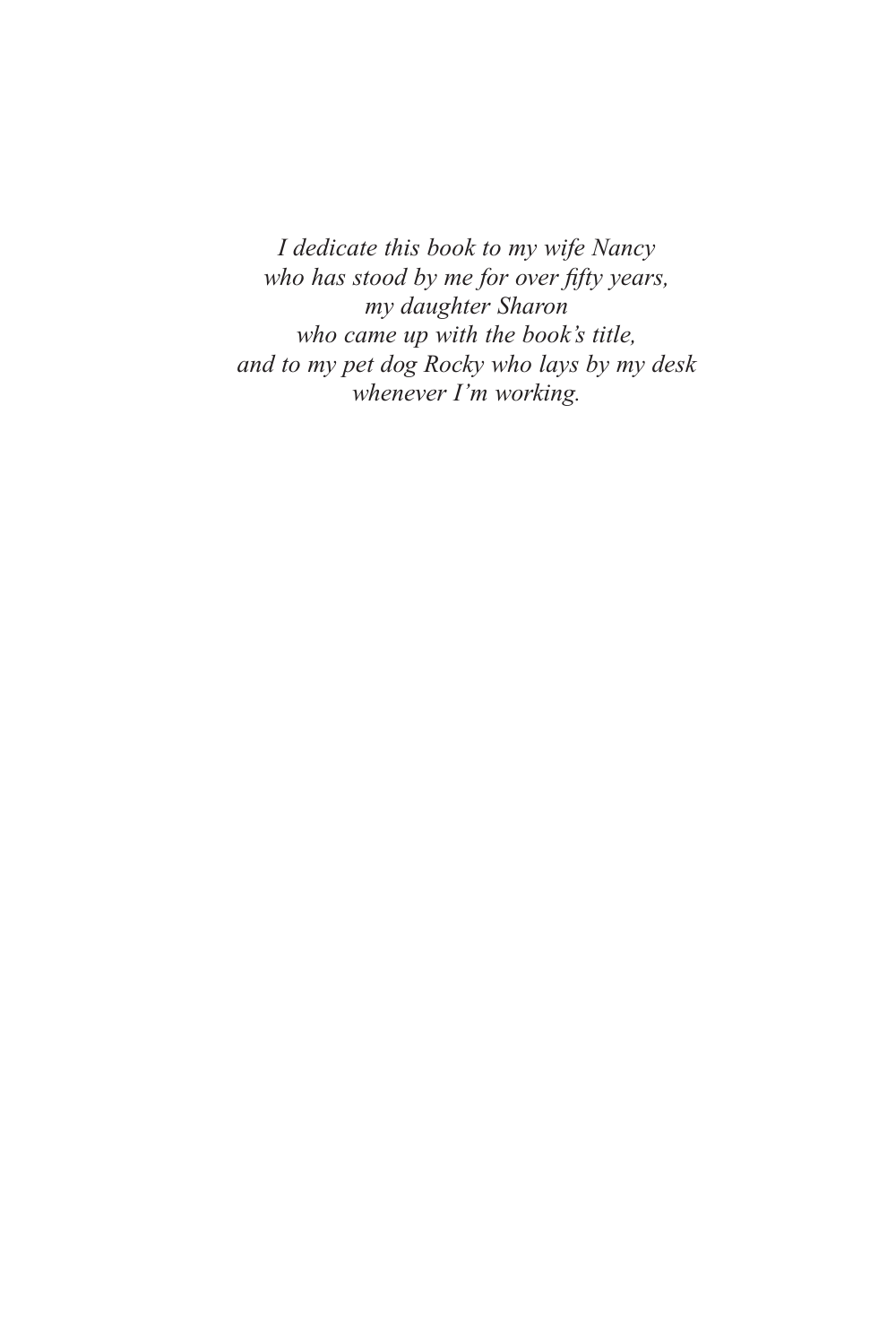*I dedicate this book to my wife Nancy*
*who has stood by me for over fifty years,*
*my daughter Sharon*
*who came up with the book's title,*
*and to my pet dog Rocky who lays by my desk*
*whenever I'm working.*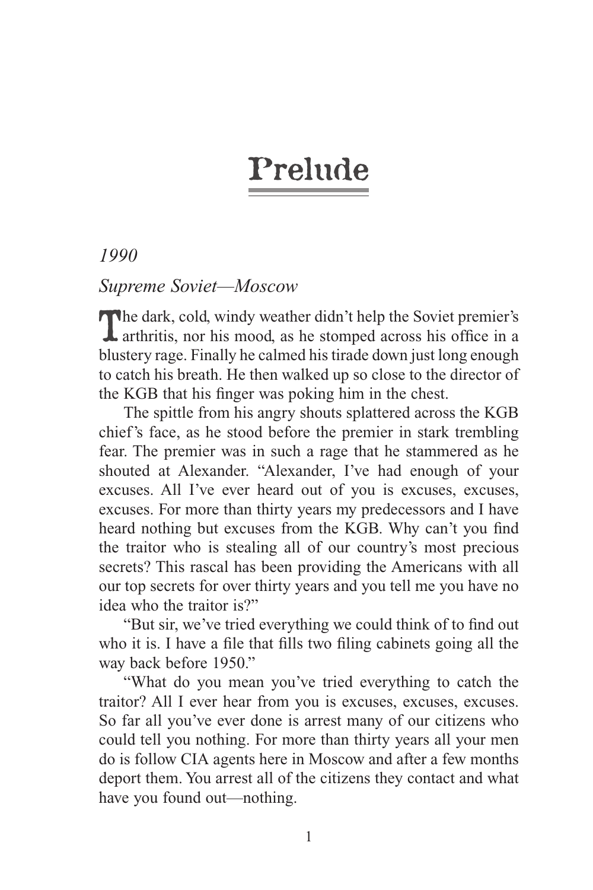# Prelude

*1990*

*Supreme Soviet—Moscow*

The dark, cold, windy weather didn't help the Soviet premier's arthritis, nor his mood, as he stomped across his office in a blustery rage. Finally he calmed his tirade down just long enough to catch his breath. He then walked up so close to the director of the KGB that his finger was poking him in the chest.

The spittle from his angry shouts splattered across the KGB chief's face, as he stood before the premier in stark trembling fear. The premier was in such a rage that he stammered as he shouted at Alexander. "Alexander, I've had enough of your excuses. All I've ever heard out of you is excuses, excuses, excuses. For more than thirty years my predecessors and I have heard nothing but excuses from the KGB. Why can't you find the traitor who is stealing all of our country's most precious secrets? This rascal has been providing the Americans with all our top secrets for over thirty years and you tell me you have no idea who the traitor is?"

"But sir, we've tried everything we could think of to find out who it is. I have a file that fills two filing cabinets going all the way back before 1950."

"What do you mean you've tried everything to catch the traitor? All I ever hear from you is excuses, excuses, excuses. So far all you've ever done is arrest many of our citizens who could tell you nothing. For more than thirty years all your men do is follow CIA agents here in Moscow and after a few months deport them. You arrest all of the citizens they contact and what have you found out—nothing.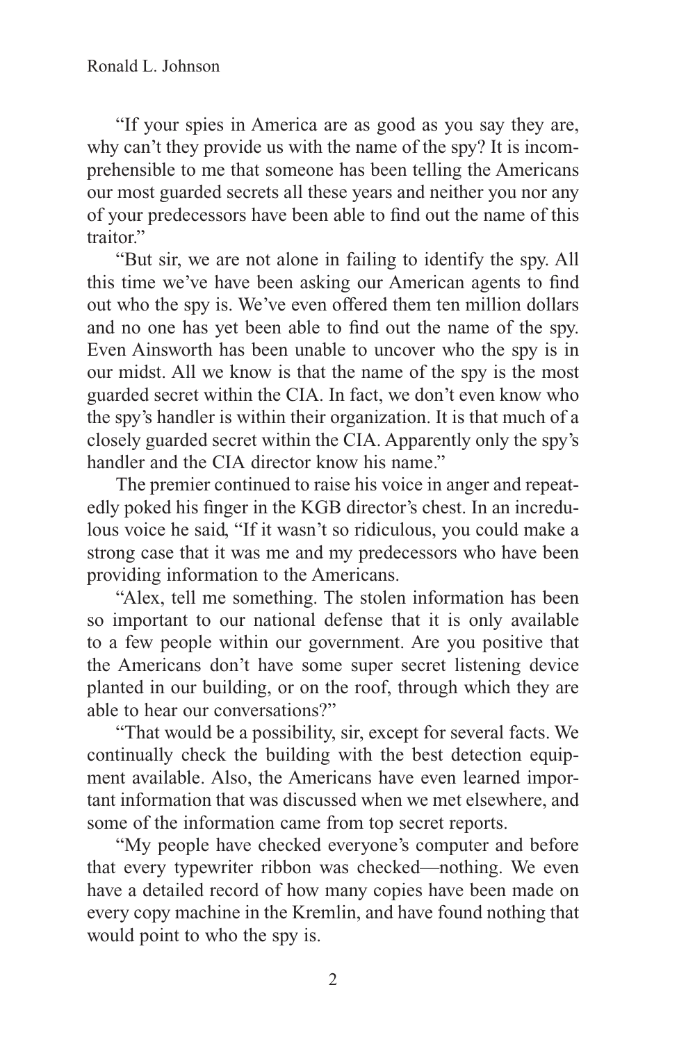"If your spies in America are as good as you say they are, why can't they provide us with the name of the spy? It is incomprehensible to me that someone has been telling the Americans our most guarded secrets all these years and neither you nor any of your predecessors have been able to find out the name of this traitor."

"But sir, we are not alone in failing to identify the spy. All this time we've have been asking our American agents to find out who the spy is. We've even offered them ten million dollars and no one has yet been able to find out the name of the spy. Even Ainsworth has been unable to uncover who the spy is in our midst. All we know is that the name of the spy is the most guarded secret within the CIA. In fact, we don't even know who the spy's handler is within their organization. It is that much of a closely guarded secret within the CIA. Apparently only the spy's handler and the CIA director know his name."

The premier continued to raise his voice in anger and repeatedly poked his finger in the KGB director's chest. In an incredulous voice he said, "If it wasn't so ridiculous, you could make a strong case that it was me and my predecessors who have been providing information to the Americans.

"Alex, tell me something. The stolen information has been so important to our national defense that it is only available to a few people within our government. Are you positive that the Americans don't have some super secret listening device planted in our building, or on the roof, through which they are able to hear our conversations?"

"That would be a possibility, sir, except for several facts. We continually check the building with the best detection equipment available. Also, the Americans have even learned important information that was discussed when we met elsewhere, and some of the information came from top secret reports.

"My people have checked everyone's computer and before that every typewriter ribbon was checked—nothing. We even have a detailed record of how many copies have been made on every copy machine in the Kremlin, and have found nothing that would point to who the spy is.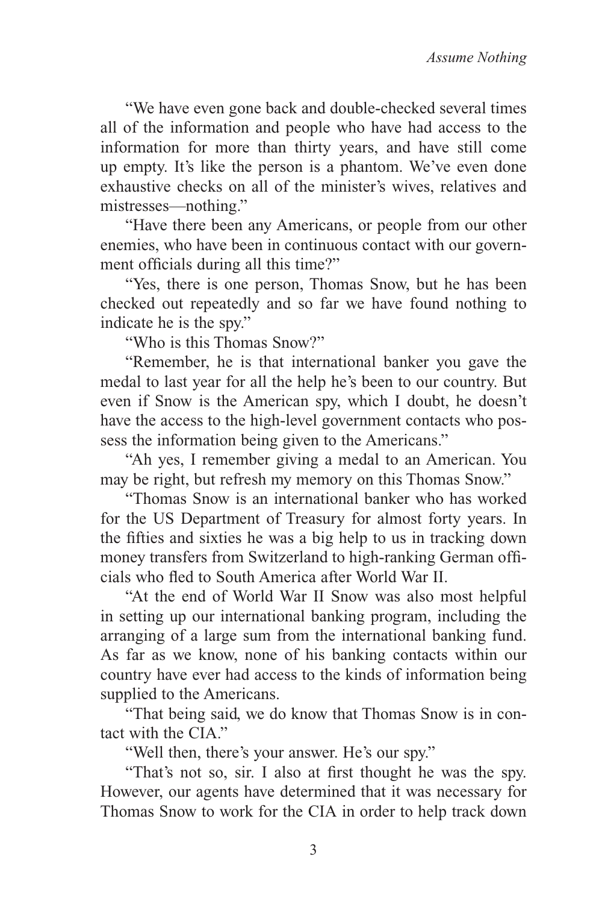"We have even gone back and double-checked several times all of the information and people who have had access to the information for more than thirty years, and have still come up empty. It's like the person is a phantom. We've even done exhaustive checks on all of the minister's wives, relatives and mistresses—nothing."

"Have there been any Americans, or people from our other enemies, who have been in continuous contact with our government officials during all this time?"

"Yes, there is one person, Thomas Snow, but he has been checked out repeatedly and so far we have found nothing to indicate he is the spy."

"Who is this Thomas Snow?"

"Remember, he is that international banker you gave the medal to last year for all the help he's been to our country. But even if Snow is the American spy, which I doubt, he doesn't have the access to the high-level government contacts who possess the information being given to the Americans."

"Ah yes, I remember giving a medal to an American. You may be right, but refresh my memory on this Thomas Snow."

"Thomas Snow is an international banker who has worked for the US Department of Treasury for almost forty years. In the fifties and sixties he was a big help to us in tracking down money transfers from Switzerland to high-ranking German officials who fled to South America after World War II.

"At the end of World War II Snow was also most helpful in setting up our international banking program, including the arranging of a large sum from the international banking fund. As far as we know, none of his banking contacts within our country have ever had access to the kinds of information being supplied to the Americans.

"That being said, we do know that Thomas Snow is in contact with the CIA."

"Well then, there's your answer. He's our spy."

"That's not so, sir. I also at first thought he was the spy. However, our agents have determined that it was necessary for Thomas Snow to work for the CIA in order to help track down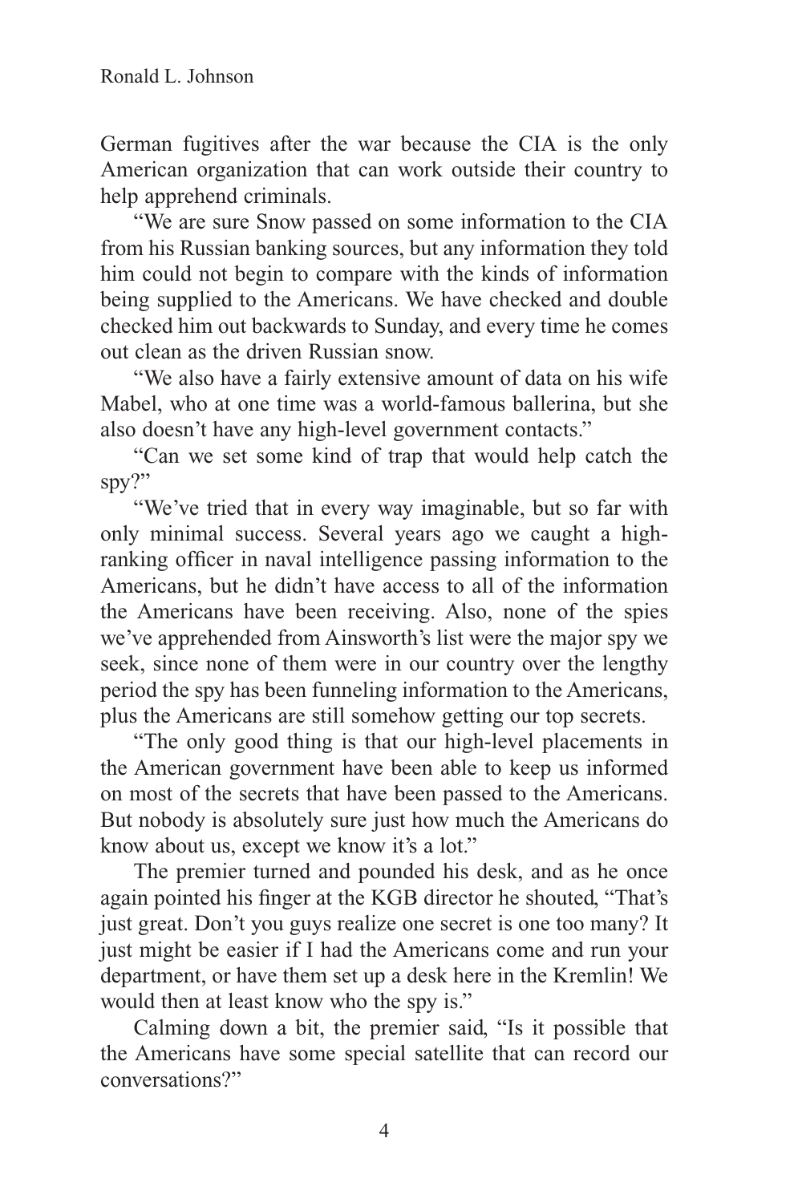German fugitives after the war because the CIA is the only American organization that can work outside their country to help apprehend criminals.

"We are sure Snow passed on some information to the CIA from his Russian banking sources, but any information they told him could not begin to compare with the kinds of information being supplied to the Americans. We have checked and double checked him out backwards to Sunday, and every time he comes out clean as the driven Russian snow.

"We also have a fairly extensive amount of data on his wife Mabel, who at one time was a world-famous ballerina, but she also doesn't have any high-level government contacts."

"Can we set some kind of trap that would help catch the spy?"

"We've tried that in every way imaginable, but so far with only minimal success. Several years ago we caught a high-ranking officer in naval intelligence passing information to the Americans, but he didn't have access to all of the information the Americans have been receiving. Also, none of the spies we've apprehended from Ainsworth's list were the major spy we seek, since none of them were in our country over the lengthy period the spy has been funneling information to the Americans, plus the Americans are still somehow getting our top secrets.

"The only good thing is that our high-level placements in the American government have been able to keep us informed on most of the secrets that have been passed to the Americans. But nobody is absolutely sure just how much the Americans do know about us, except we know it's a lot."

The premier turned and pounded his desk, and as he once again pointed his finger at the KGB director he shouted, "That's just great. Don't you guys realize one secret is one too many? It just might be easier if I had the Americans come and run your department, or have them set up a desk here in the Kremlin! We would then at least know who the spy is."

Calming down a bit, the premier said, "Is it possible that the Americans have some special satellite that can record our conversations?"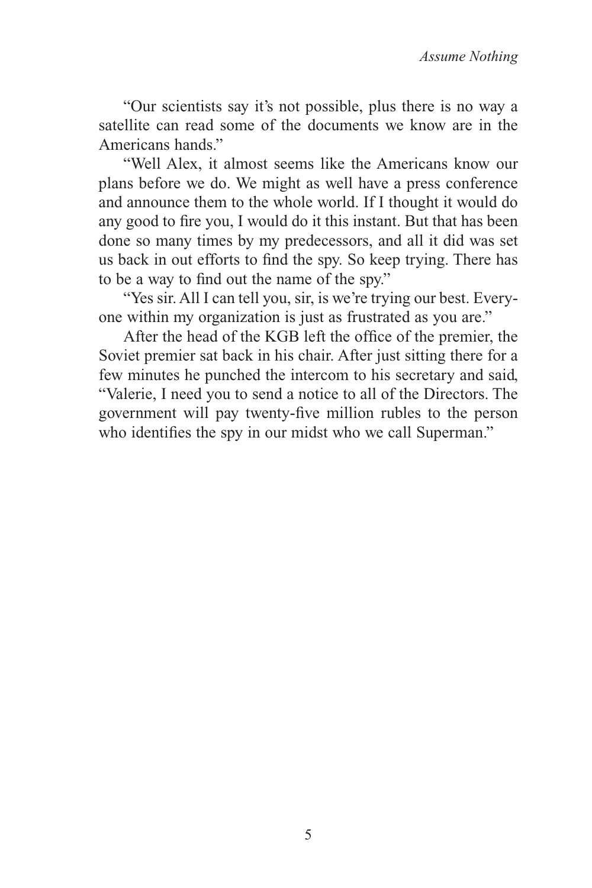"Our scientists say it's not possible, plus there is no way a satellite can read some of the documents we know are in the Americans hands."

"Well Alex, it almost seems like the Americans know our plans before we do. We might as well have a press conference and announce them to the whole world. If I thought it would do any good to fire you, I would do it this instant. But that has been done so many times by my predecessors, and all it did was set us back in out efforts to find the spy. So keep trying. There has to be a way to find out the name of the spy."

"Yes sir. All I can tell you, sir, is we're trying our best. Everyone within my organization is just as frustrated as you are."

After the head of the KGB left the office of the premier, the Soviet premier sat back in his chair. After just sitting there for a few minutes he punched the intercom to his secretary and said, "Valerie, I need you to send a notice to all of the Directors. The government will pay twenty-five million rubles to the person who identifies the spy in our midst who we call Superman."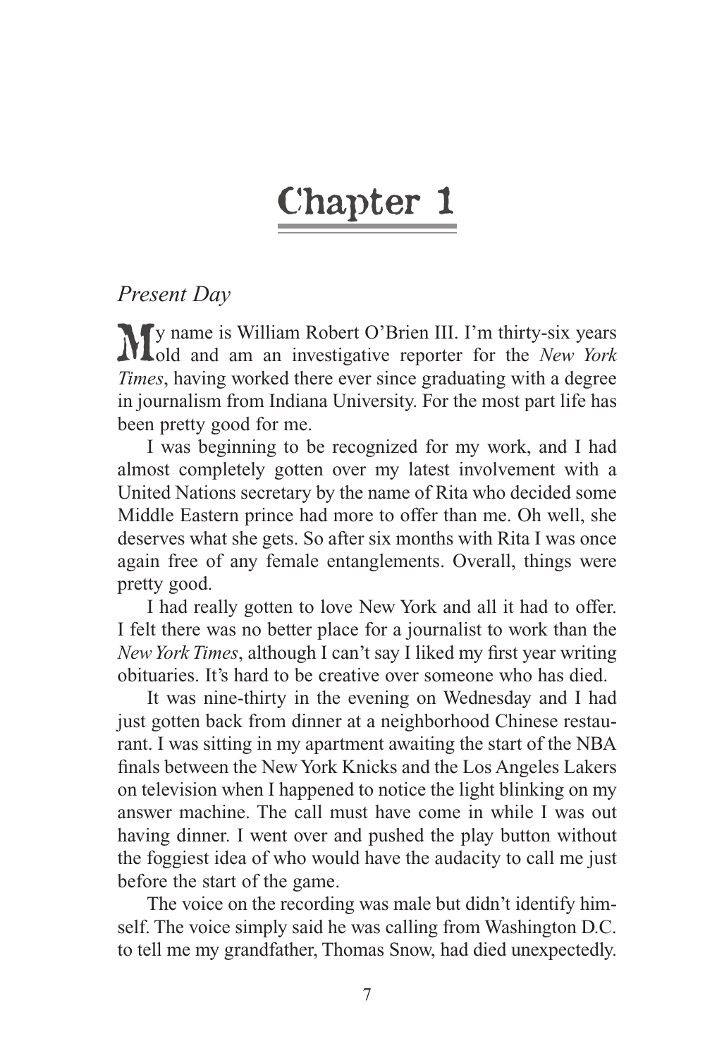# Chapter 1

*Present Day*

My name is William Robert O'Brien III. I'm thirty-six years old and am an investigative reporter for the *New York Times*, having worked there ever since graduating with a degree in journalism from Indiana University. For the most part life has been pretty good for me.

I was beginning to be recognized for my work, and I had almost completely gotten over my latest involvement with a United Nations secretary by the name of Rita who decided some Middle Eastern prince had more to offer than me. Oh well, she deserves what she gets. So after six months with Rita I was once again free of any female entanglements. Overall, things were pretty good.

I had really gotten to love New York and all it had to offer. I felt there was no better place for a journalist to work than the *New York Times*, although I can't say I liked my first year writing obituaries. It's hard to be creative over someone who has died.

It was nine-thirty in the evening on Wednesday and I had just gotten back from dinner at a neighborhood Chinese restaurant. I was sitting in my apartment awaiting the start of the NBA finals between the New York Knicks and the Los Angeles Lakers on television when I happened to notice the light blinking on my answer machine. The call must have come in while I was out having dinner. I went over and pushed the play button without the foggiest idea of who would have the audacity to call me just before the start of the game.

The voice on the recording was male but didn't identify himself. The voice simply said he was calling from Washington D.C. to tell me my grandfather, Thomas Snow, had died unexpectedly.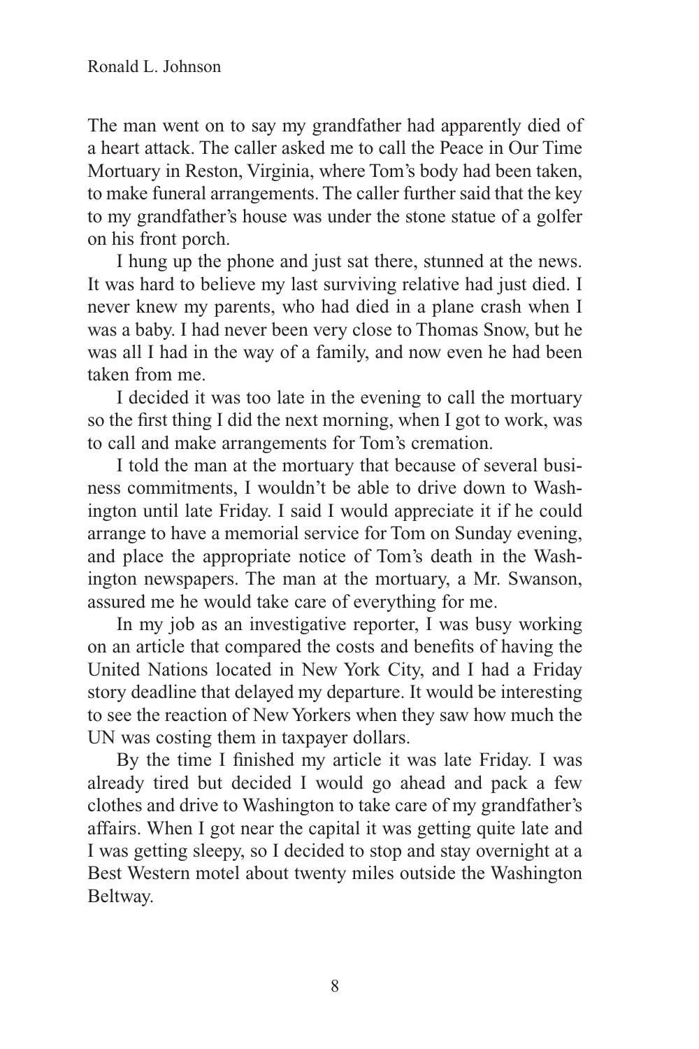The man went on to say my grandfather had apparently died of a heart attack. The caller asked me to call the Peace in Our Time Mortuary in Reston, Virginia, where Tom's body had been taken, to make funeral arrangements. The caller further said that the key to my grandfather's house was under the stone statue of a golfer on his front porch.

I hung up the phone and just sat there, stunned at the news. It was hard to believe my last surviving relative had just died. I never knew my parents, who had died in a plane crash when I was a baby. I had never been very close to Thomas Snow, but he was all I had in the way of a family, and now even he had been taken from me.

I decided it was too late in the evening to call the mortuary so the first thing I did the next morning, when I got to work, was to call and make arrangements for Tom's cremation.

I told the man at the mortuary that because of several business commitments, I wouldn't be able to drive down to Washington until late Friday. I said I would appreciate it if he could arrange to have a memorial service for Tom on Sunday evening, and place the appropriate notice of Tom's death in the Washington newspapers. The man at the mortuary, a Mr. Swanson, assured me he would take care of everything for me.

In my job as an investigative reporter, I was busy working on an article that compared the costs and benefits of having the United Nations located in New York City, and I had a Friday story deadline that delayed my departure. It would be interesting to see the reaction of New Yorkers when they saw how much the UN was costing them in taxpayer dollars.

By the time I finished my article it was late Friday. I was already tired but decided I would go ahead and pack a few clothes and drive to Washington to take care of my grandfather's affairs. When I got near the capital it was getting quite late and I was getting sleepy, so I decided to stop and stay overnight at a Best Western motel about twenty miles outside the Washington Beltway.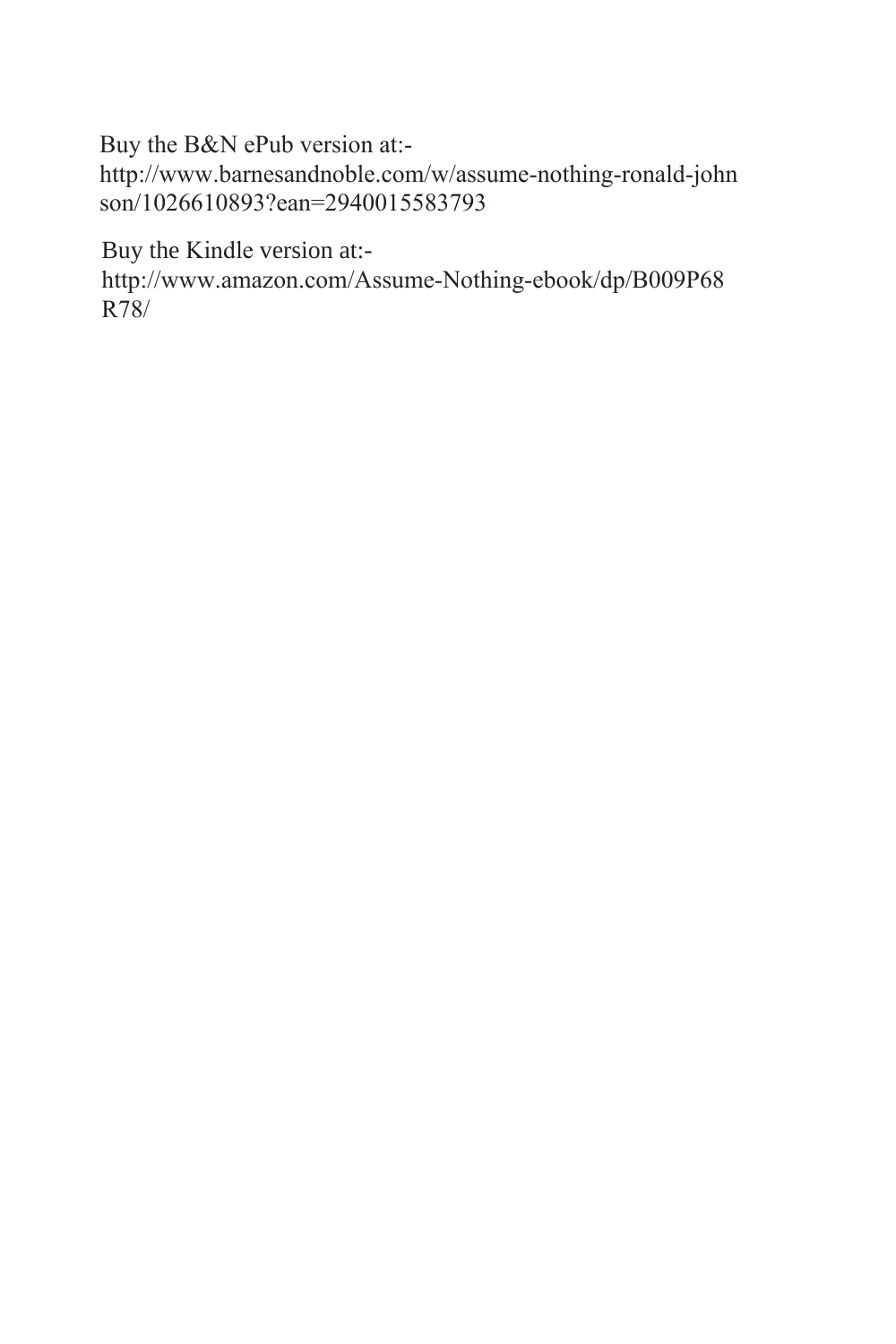Buy the B&N ePub version at:-
http://www.barnesandnoble.com/w/assume-nothing-ronald-john
son/1026610893?ean=2940015583793

Buy the Kindle version at:-
http://www.amazon.com/Assume-Nothing-ebook/dp/B009P68
R78/